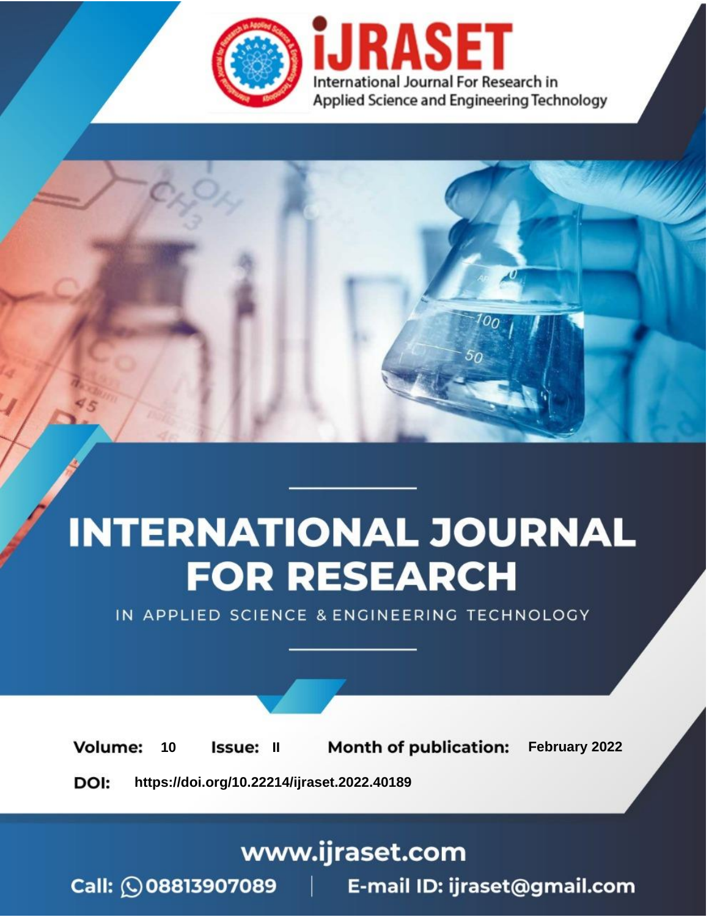iJRASET

International Journal For Research in Applied Science and Engineering Technology

# INTERNATIONAL JOURNAL FOR RESEARCH

IN APPLIED SCIENCE & ENGINEERING TECHNOLOGY

**Volume:** 10 **Issue:** II **Month of publication:** February 2022

**DOI:** https://doi.org/10.22214/ijraset.2022.40189

www.ijraset.com

Call: 08813907089 | E-mail ID: ijraset@gmail.com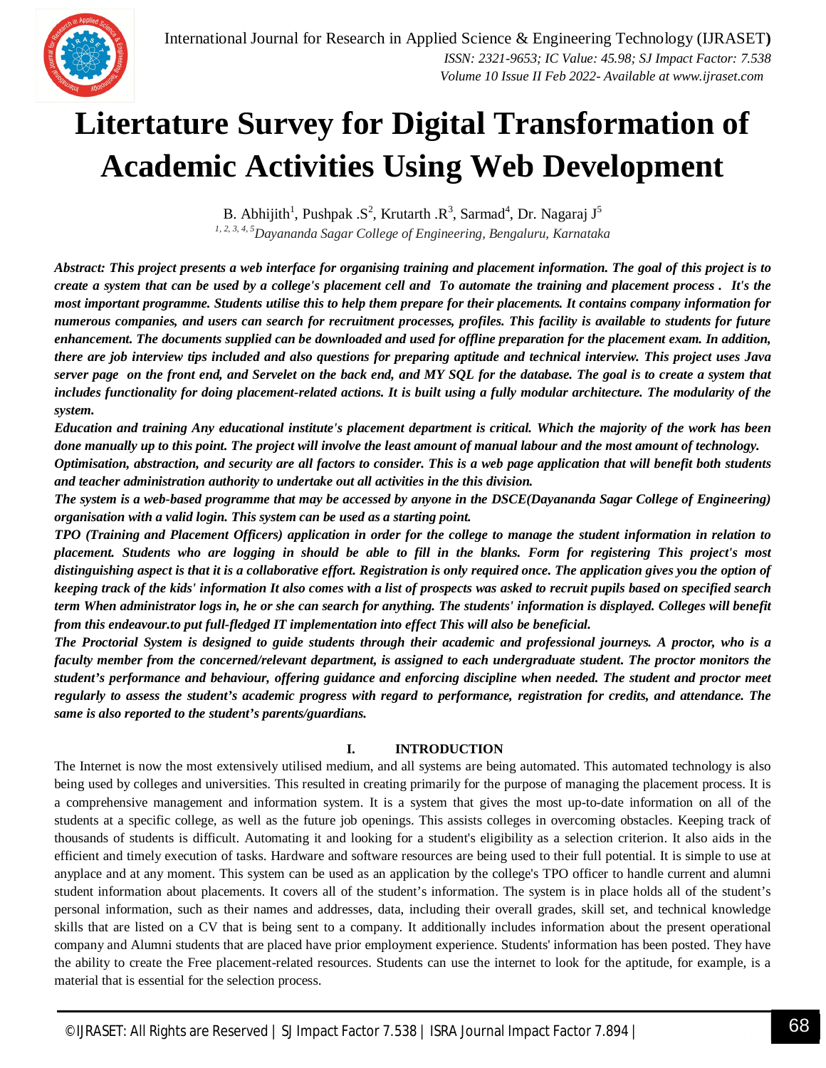# Litertature Survey for Digital Transformation of Academic Activities Using Web Development

B. Abhijith[1], Pushpak .S[2], Krutarth .R[3], Sarmad[4], Dr. Nagaraj J[5]

[1, 2, 3, 4, 5]*Dayananda Sagar College of Engineering, Bengaluru, Karnataka*

***Abstract:** This project presents a web interface for organising training and placement information. The goal of this project is to create a system that can be used by a college's placement cell and To automate the training and placement process . It's the most important programme. Students utilise this to help them prepare for their placements. It contains company information for numerous companies, and users can search for recruitment processes, profiles. This facility is available to students for future enhancement. The documents supplied can be downloaded and used for offline preparation for the placement exam. In addition, there are job interview tips included and also questions for preparing aptitude and technical interview. This project uses Java server page on the front end, and Servelet on the back end, and MY SQL for the database. The goal is to create a system that includes functionality for doing placement-related actions. It is built using a fully modular architecture. The modularity of the system.*

***Education and training Any educational institute's placement department is critical. Which the majority of the work has been done manually up to this point. The project will involve the least amount of manual labour and the most amount of technology.***

***Optimisation, abstraction, and security are all factors to consider. This is a web page application that will benefit both students and teacher administration authority to undertake out all activities in the this division.***

***The system is a web-based programme that may be accessed by anyone in the DSCE(Dayananda Sagar College of Engineering) organisation with a valid login. This system can be used as a starting point.***

***TPO (Training and Placement Officers) application in order for the college to manage the student information in relation to placement. Students who are logging in should be able to fill in the blanks. Form for registering This project's most distinguishing aspect is that it is a collaborative effort. Registration is only required once. The application gives you the option of keeping track of the kids' information It also comes with a list of prospects was asked to recruit pupils based on specified search term When administrator logs in, he or she can search for anything. The students' information is displayed. Colleges will benefit from this endeavour.to put full-fledged IT implementation into effect This will also be beneficial.***

***The Proctorial System is designed to guide students through their academic and professional journeys. A proctor, who is a faculty member from the concerned/relevant department, is assigned to each undergraduate student. The proctor monitors the student's performance and behaviour, offering guidance and enforcing discipline when needed. The student and proctor meet regularly to assess the student's academic progress with regard to performance, registration for credits, and attendance. The same is also reported to the student's parents/guardians.***

## I. INTRODUCTION

The Internet is now the most extensively utilised medium, and all systems are being automated. This automated technology is also being used by colleges and universities. This resulted in creating primarily for the purpose of managing the placement process. It is a comprehensive management and information system. It is a system that gives the most up-to-date information on all of the students at a specific college, as well as the future job openings. This assists colleges in overcoming obstacles. Keeping track of thousands of students is difficult. Automating it and looking for a student's eligibility as a selection criterion. It also aids in the efficient and timely execution of tasks. Hardware and software resources are being used to their full potential. It is simple to use at anyplace and at any moment. This system can be used as an application by the college's TPO officer to handle current and alumni student information about placements. It covers all of the student's information. The system is in place holds all of the student's personal information, such as their names and addresses, data, including their overall grades, skill set, and technical knowledge skills that are listed on a CV that is being sent to a company. It additionally includes information about the present operational company and Alumni students that are placed have prior employment experience. Students' information has been posted. They have the ability to create the Free placement-related resources. Students can use the internet to look for the aptitude, for example, is a material that is essential for the selection process.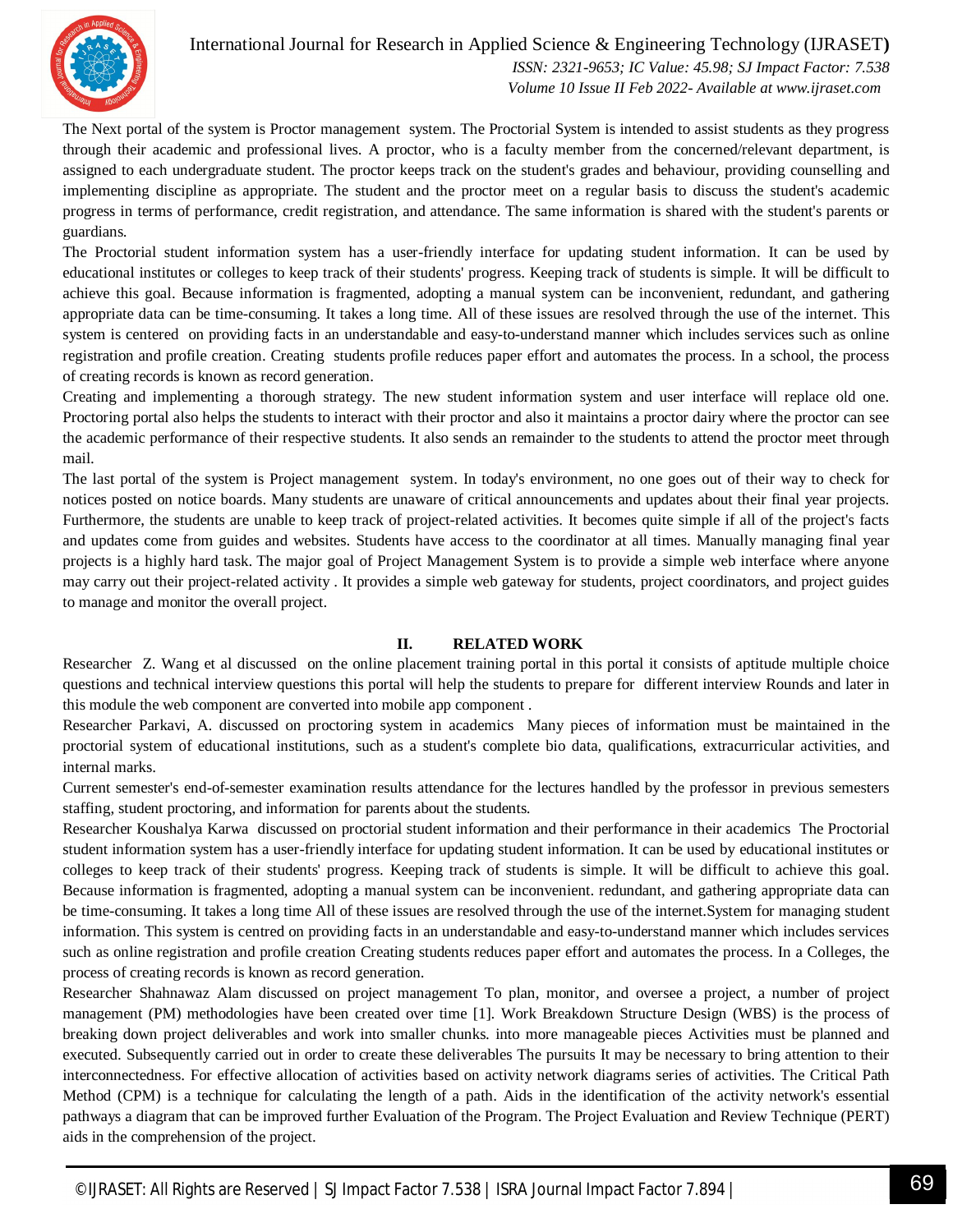The Next portal of the system is Proctor management system. The Proctorial System is intended to assist students as they progress through their academic and professional lives. A proctor, who is a faculty member from the concerned/relevant department, is assigned to each undergraduate student. The proctor keeps track on the student's grades and behaviour, providing counselling and implementing discipline as appropriate. The student and the proctor meet on a regular basis to discuss the student's academic progress in terms of performance, credit registration, and attendance. The same information is shared with the student's parents or guardians.

The Proctorial student information system has a user-friendly interface for updating student information. It can be used by educational institutes or colleges to keep track of their students' progress. Keeping track of students is simple. It will be difficult to achieve this goal. Because information is fragmented, adopting a manual system can be inconvenient, redundant, and gathering appropriate data can be time-consuming. It takes a long time. All of these issues are resolved through the use of the internet. This system is centered on providing facts in an understandable and easy-to-understand manner which includes services such as online registration and profile creation. Creating students profile reduces paper effort and automates the process. In a school, the process of creating records is known as record generation.

Creating and implementing a thorough strategy. The new student information system and user interface will replace old one. Proctoring portal also helps the students to interact with their proctor and also it maintains a proctor dairy where the proctor can see the academic performance of their respective students. It also sends an remainder to the students to attend the proctor meet through mail.

The last portal of the system is Project management system. In today's environment, no one goes out of their way to check for notices posted on notice boards. Many students are unaware of critical announcements and updates about their final year projects. Furthermore, the students are unable to keep track of project-related activities. It becomes quite simple if all of the project's facts and updates come from guides and websites. Students have access to the coordinator at all times. Manually managing final year projects is a highly hard task. The major goal of Project Management System is to provide a simple web interface where anyone may carry out their project-related activity . It provides a simple web gateway for students, project coordinators, and project guides to manage and monitor the overall project.

## II. RELATED WORK

Researcher Z. Wang et al discussed on the online placement training portal in this portal it consists of aptitude multiple choice questions and technical interview questions this portal will help the students to prepare for different interview Rounds and later in this module the web component are converted into mobile app component .

Researcher Parkavi, A. discussed on proctoring system in academics Many pieces of information must be maintained in the proctorial system of educational institutions, such as a student's complete bio data, qualifications, extracurricular activities, and internal marks.

Current semester's end-of-semester examination results attendance for the lectures handled by the professor in previous semesters staffing, student proctoring, and information for parents about the students.

Researcher Koushalya Karwa discussed on proctorial student information and their performance in their academics The Proctorial student information system has a user-friendly interface for updating student information. It can be used by educational institutes or colleges to keep track of their students' progress. Keeping track of students is simple. It will be difficult to achieve this goal. Because information is fragmented, adopting a manual system can be inconvenient. redundant, and gathering appropriate data can be time-consuming. It takes a long time All of these issues are resolved through the use of the internet.System for managing student information. This system is centred on providing facts in an understandable and easy-to-understand manner which includes services such as online registration and profile creation Creating students reduces paper effort and automates the process. In a Colleges, the process of creating records is known as record generation.

Researcher Shahnawaz Alam discussed on project management To plan, monitor, and oversee a project, a number of project management (PM) methodologies have been created over time [1]. Work Breakdown Structure Design (WBS) is the process of breaking down project deliverables and work into smaller chunks. into more manageable pieces Activities must be planned and executed. Subsequently carried out in order to create these deliverables The pursuits It may be necessary to bring attention to their interconnectedness. For effective allocation of activities based on activity network diagrams series of activities. The Critical Path Method (CPM) is a technique for calculating the length of a path. Aids in the identification of the activity network's essential pathways a diagram that can be improved further Evaluation of the Program. The Project Evaluation and Review Technique (PERT) aids in the comprehension of the project.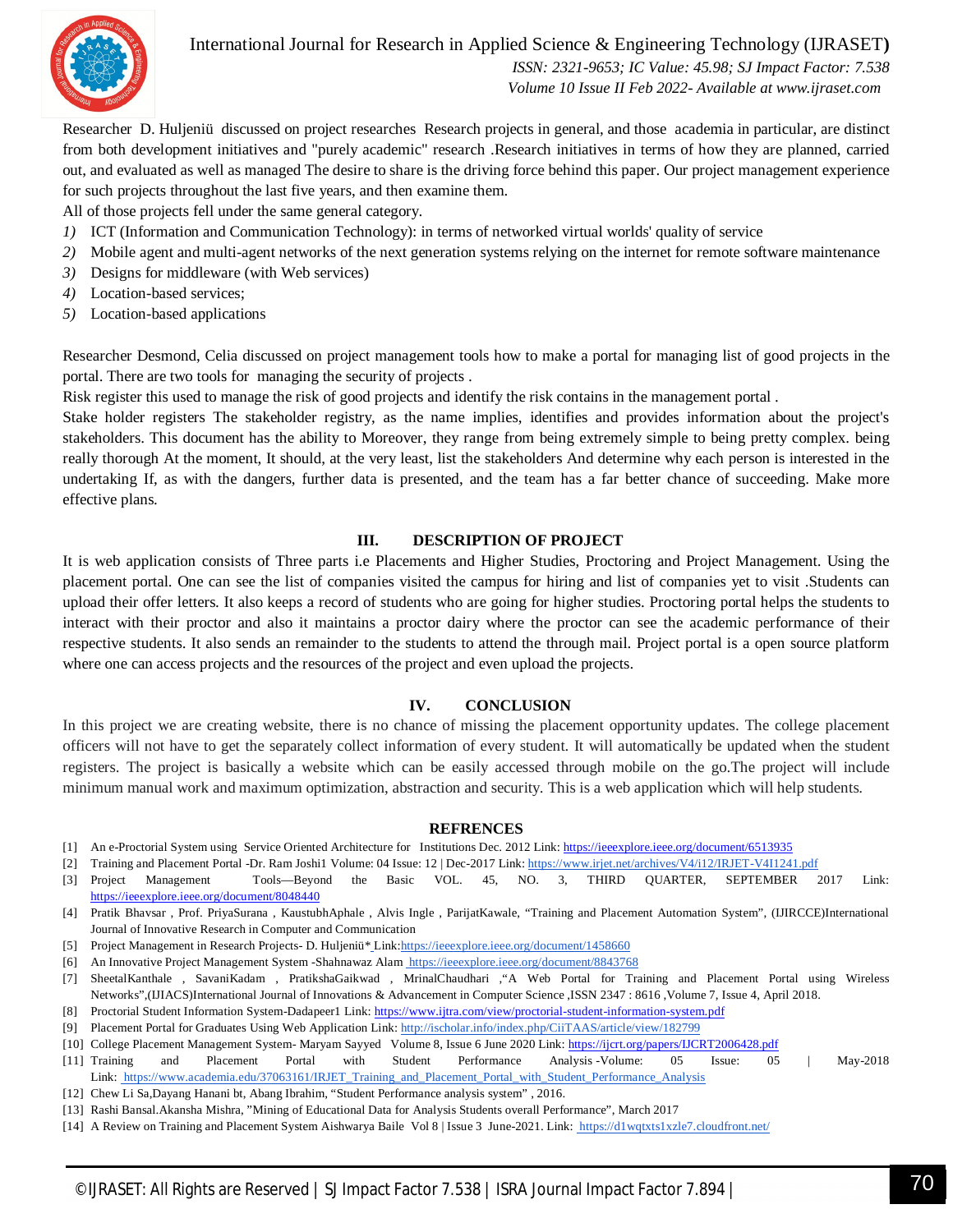Researcher D. Huljeniü discussed on project researches Research projects in general, and those academia in particular, are distinct from both development initiatives and "purely academic" research .Research initiatives in terms of how they are planned, carried out, and evaluated as well as managed The desire to share is the driving force behind this paper. Our project management experience for such projects throughout the last five years, and then examine them.

All of those projects fell under the same general category.

*1)* ICT (Information and Communication Technology): in terms of networked virtual worlds' quality of service
*2)* Mobile agent and multi-agent networks of the next generation systems relying on the internet for remote software maintenance
*3)* Designs for middleware (with Web services)
*4)* Location-based services;
*5)* Location-based applications

Researcher Desmond, Celia discussed on project management tools how to make a portal for managing list of good projects in the portal. There are two tools for managing the security of projects .

Risk register this used to manage the risk of good projects and identify the risk contains in the management portal .

Stake holder registers The stakeholder registry, as the name implies, identifies and provides information about the project's stakeholders. This document has the ability to Moreover, they range from being extremely simple to being pretty complex. being really thorough At the moment, It should, at the very least, list the stakeholders And determine why each person is interested in the undertaking If, as with the dangers, further data is presented, and the team has a far better chance of succeeding. Make more effective plans.

## III. DESCRIPTION OF PROJECT

It is web application consists of Three parts i.e Placements and Higher Studies, Proctoring and Project Management. Using the placement portal. One can see the list of companies visited the campus for hiring and list of companies yet to visit .Students can upload their offer letters. It also keeps a record of students who are going for higher studies. Proctoring portal helps the students to interact with their proctor and also it maintains a proctor dairy where the proctor can see the academic performance of their respective students. It also sends an remainder to the students to attend the through mail. Project portal is a open source platform where one can access projects and the resources of the project and even upload the projects.

## IV. CONCLUSION

In this project we are creating website, there is no chance of missing the placement opportunity updates. The college placement officers will not have to get the separately collect information of every student. It will automatically be updated when the student registers. The project is basically a website which can be easily accessed through mobile on the go.The project will include minimum manual work and maximum optimization, abstraction and security. This is a web application which will help students.

## REFRENCES

[1] An e-Proctorial System using Service Oriented Architecture for Institutions Dec. 2012 Link: https://ieeexplore.ieee.org/document/6513935
[2] Training and Placement Portal -Dr. Ram Joshi1 Volume: 04 Issue: 12 | Dec-2017 Link: https://www.irjet.net/archives/V4/i12/IRJET-V4I1241.pdf
[3] Project Management Tools—Beyond the Basic VOL. 45, NO. 3, THIRD QUARTER, SEPTEMBER 2017 Link: https://ieeexplore.ieee.org/document/8048440
[4] Pratik Bhavsar , Prof. PriyaSurana , KaustubhAphale , Alvis Ingle , ParijatKawale, “Training and Placement Automation System”, (IJIRCCE)International Journal of Innovative Research in Computer and Communication
[5] Project Management in Research Projects- D. Huljeniü* Link:https://ieeexplore.ieee.org/document/1458660
[6] An Innovative Project Management System -Shahnawaz Alam https://ieeexplore.ieee.org/document/8843768
[7] SheetalKanthale , SavaniKadam , PratikshaGaikwad , MrinalChaudhari ,“A Web Portal for Training and Placement Portal using Wireless Networks”,(IJIACS)International Journal of Innovations & Advancement in Computer Science ,ISSN 2347 : 8616 ,Volume 7, Issue 4, April 2018.
[8] Proctorial Student Information System-Dadapeer1 Link: https://www.ijtra.com/view/proctorial-student-information-system.pdf
[9] Placement Portal for Graduates Using Web Application Link: http://ischolar.info/index.php/CiiTAAS/article/view/182799
[10] College Placement Management System- Maryam Sayyed Volume 8, Issue 6 June 2020 Link: https://ijcrt.org/papers/IJCRT2006428.pdf
[11] Training and Placement Portal with Student Performance Analysis -Volume: 05 Issue: 05 | May-2018 Link: https://www.academia.edu/37063161/IRJET_Training_and_Placement_Portal_with_Student_Performance_Analysis
[12] Chew Li Sa,Dayang Hanani bt, Abang Ibrahim, “Student Performance analysis system” , 2016.
[13] Rashi Bansal.Akansha Mishra, ”Mining of Educational Data for Analysis Students overall Performance”, March 2017
[14] A Review on Training and Placement System Aishwarya Baile Vol 8 | Issue 3 June-2021. Link: https://d1wqtxts1xzle7.cloudfront.net/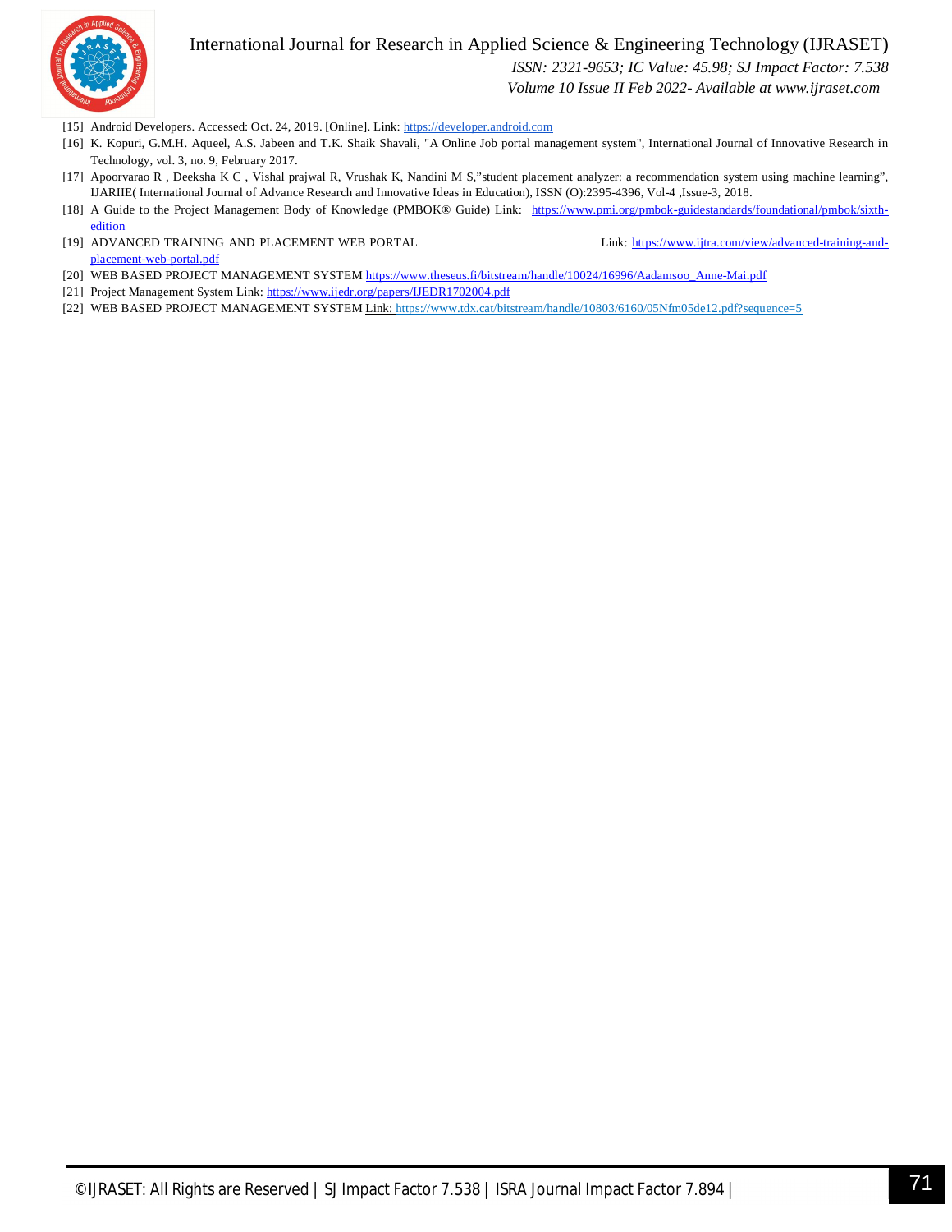[15] Android Developers. Accessed: Oct. 24, 2019. [Online]. Link: https://developer.android.com

[16] K. Kopuri, G.M.H. Aqueel, A.S. Jabeen and T.K. Shaik Shavali, "A Online Job portal management system", International Journal of Innovative Research in Technology, vol. 3, no. 9, February 2017.

[17] Apoorvarao R , Deeksha K C , Vishal prajwal R, Vrushak K, Nandini M S,"student placement analyzer: a recommendation system using machine learning", IJARIIE( International Journal of Advance Research and Innovative Ideas in Education), ISSN (O):2395-4396, Vol-4 ,Issue-3, 2018.

[18] A Guide to the Project Management Body of Knowledge (PMBOK® Guide) Link: https://www.pmi.org/pmbok-guidestandards/foundational/pmbok/sixth-edition

[19] ADVANCED TRAINING AND PLACEMENT WEB PORTAL Link: https://www.ijtra.com/view/advanced-training-and-placement-web-portal.pdf

[20] WEB BASED PROJECT MANAGEMENT SYSTEM https://www.theseus.fi/bitstream/handle/10024/16996/Aadamsoo_Anne-Mai.pdf

[21] Project Management System Link: https://www.ijedr.org/papers/IJEDR1702004.pdf

[22] WEB BASED PROJECT MANAGEMENT SYSTEM Link: https://www.tdx.cat/bitstream/handle/10803/6160/05Nfm05de12.pdf?sequence=5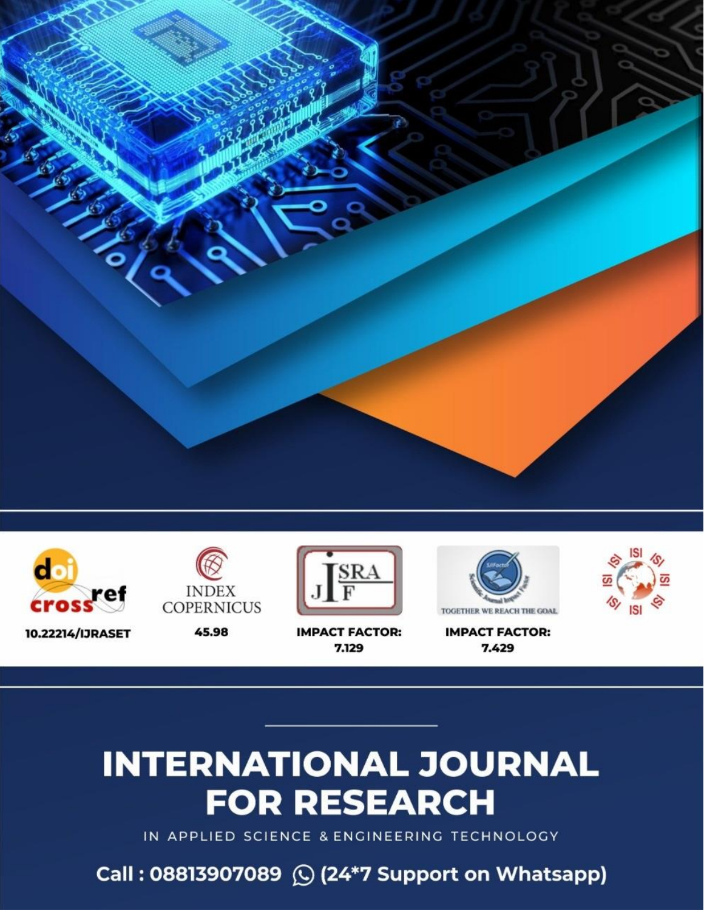10.22214/IJRASET

45.98

IMPACT FACTOR: 7.129

IMPACT FACTOR: 7.429

# INTERNATIONAL JOURNAL FOR RESEARCH

IN APPLIED SCIENCE & ENGINEERING TECHNOLOGY

Call : 08813907089 (24*7 Support on Whatsapp)